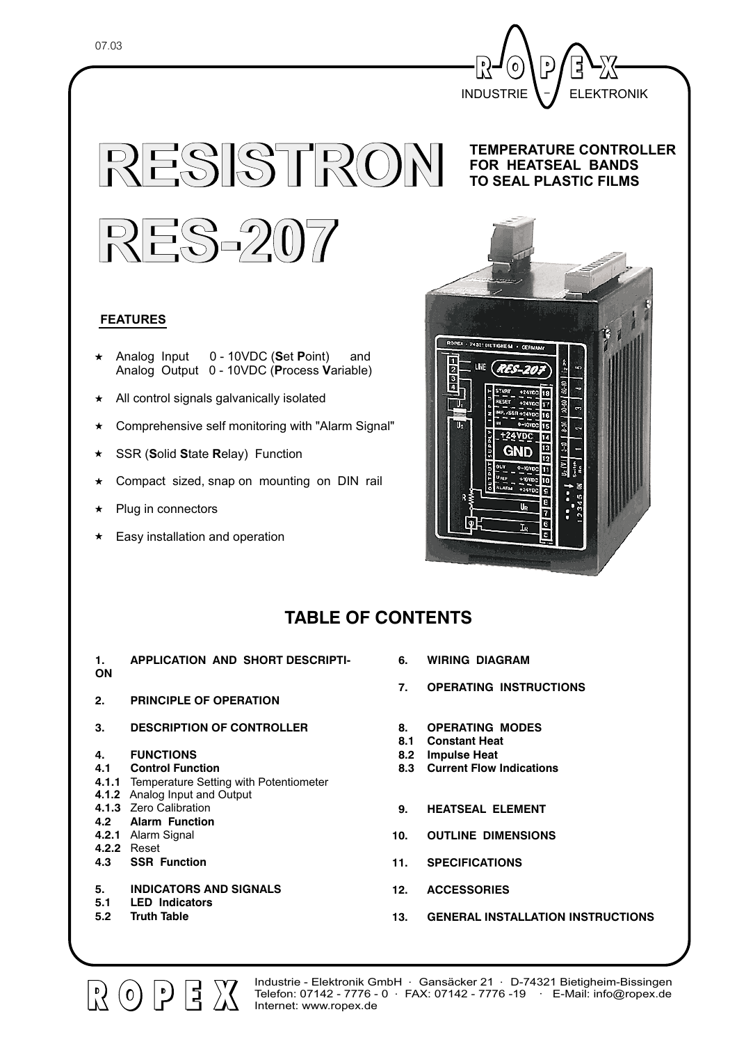07.03

# RESISTRON

# RES-207

**TEMPERATURE CONTROLLER FOR HEATSEAL BANDS TO SEAL PLASTIC FILMS**

## FEATURES

- ★ Analog Input 0 - 10VDC (**S**et **P**oint) and Analog Output 0 - 10VDC (**P**rocess **V**ariable)
- ★ All control signals galvanically isolated
- ★ Comprehensive self monitoring with "Alarm Signal"
- ★ SSR (**S**olid **S**tate **R**elay) Function
- ★ Compact sized, snap on mounting on DIN rail
- ★ Plug in connectors
- ★ Easy installation and operation

## TABLE OF CONTENTS

**1. APPLICATION AND SHORT DESCRIPTION**

**2. PRINCIPLE OF OPERATION**

**3. DESCRIPTION OF CONTROLLER**

**4. FUNCTIONS**
**4.1 Control Function**
**4.1.1** Temperature Setting with Potentiometer
**4.1.2** Analog Input and Output
**4.1.3** Zero Calibration
**4.2 Alarm Function**
**4.2.1** Alarm Signal
**4.2.2** Reset
**4.3 SSR Function**

**5. INDICATORS AND SIGNALS**
**5.1 LED Indicators**
**5.2 Truth Table**

**6. WIRING DIAGRAM**

**7. OPERATING INSTRUCTIONS**

**8. OPERATING MODES**
**8.1 Constant Heat**
**8.2 Impulse Heat**
**8.3 Current Flow Indications**

**9. HEATSEAL ELEMENT**

**10. OUTLINE DIMENSIONS**

**11. SPECIFICATIONS**

**12. ACCESSORIES**

**13. GENERAL INSTALLATION INSTRUCTIONS**

Industrie - Elektronik GmbH · Gansäcker 21 · D-74321 Bietigheim-Bissingen
Telefon: 07142 - 7776 - 0 · FAX: 07142 - 7776 -19 · E-Mail: info@ropex.de
Internet: www.ropex.de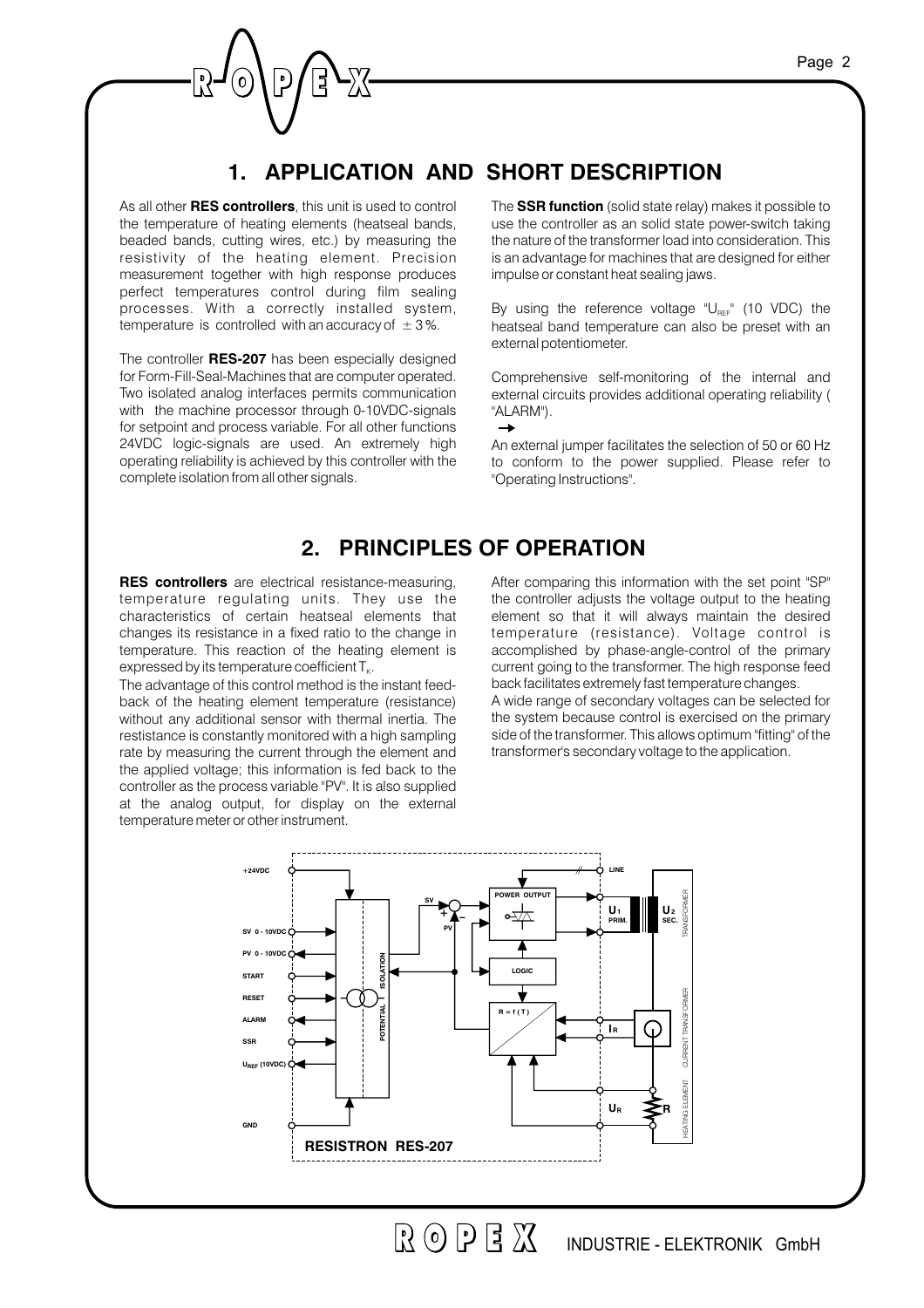## 1. APPLICATION AND SHORT DESCRIPTION

As all other **RES controllers**, this unit is used to control the temperature of heating elements (heatseal bands, beaded bands, cutting wires, etc.) by measuring the resistivity of the heating element. Precision measurement together with high response produces perfect temperatures control during film sealing processes. With a correctly installed system, temperature is controlled with an accuracy of $\pm 3\%$.

The controller **RES-207** has been especially designed for Form-Fill-Seal-Machines that are computer operated. Two isolated analog interfaces permits communication with the machine processor through 0-10VDC-signals for setpoint and process variable. For all other functions 24VDC logic-signals are used. An extremely high operating reliability is achieved by this controller with the complete isolation from all other signals.

The **SSR function** (solid state relay) makes it possible to use the controller as an solid state power-switch taking the nature of the transformer load into consideration. This is an advantage for machines that are designed for either impulse or constant heat sealing jaws.

By using the reference voltage "$U_{REF}$" (10 VDC) the heatseal band temperature can also be preset with an external potentiometer.

Comprehensive self-monitoring of the internal and external circuits provides additional operating reliability ( "ALARM").

→

An external jumper facilitates the selection of 50 or 60 Hz to conform to the power supplied. Please refer to "Operating Instructions".

## 2. PRINCIPLES OF OPERATION

**RES controllers** are electrical resistance-measuring, temperature regulating units. They use the characteristics of certain heatseal elements that changes its resistance in a fixed ratio to the change in temperature. This reaction of the heating element is expressed by its temperature coefficient $T_K$.

The advantage of this control method is the instant feed-back of the heating element temperature (resistance) without any additional sensor with thermal inertia. The resistance is constantly monitored with a high sampling rate by measuring the current through the element and the applied voltage; this information is fed back to the controller as the process variable "PV". It is also supplied at the analog output, for display on the external temperature meter or other instrument.

After comparing this information with the set point "SP" the controller adjusts the voltage output to the heating element so that it will always maintain the desired temperature (resistance). Voltage control is accomplished by phase-angle-control of the primary current going to the transformer. The high response feed back facilitates extremely fast temperature changes.

A wide range of secondary voltages can be selected for the system because control is exercised on the primary side of the transformer. This allows optimum "fitting" of the transformer's secondary voltage to the application.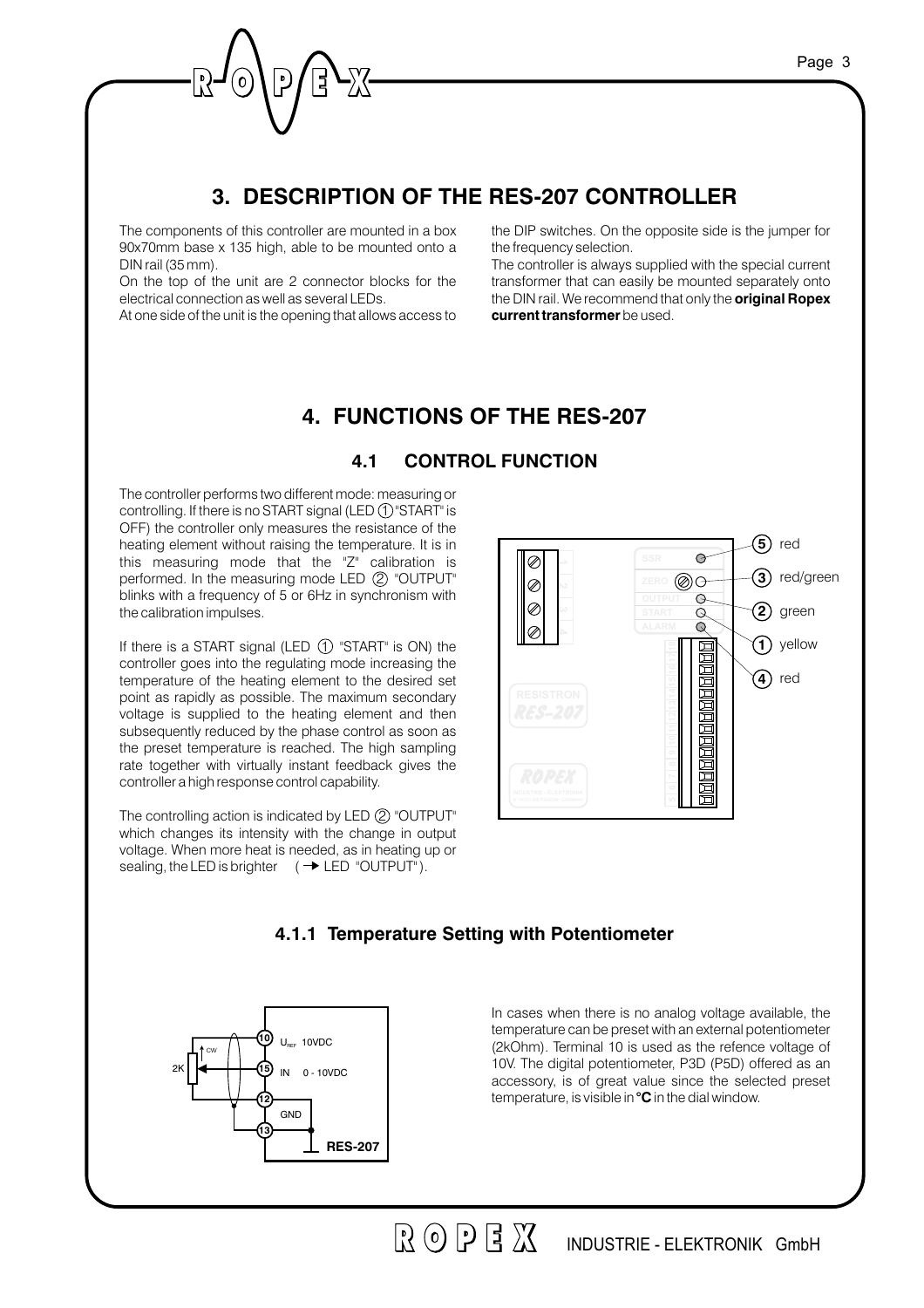# 3. DESCRIPTION OF THE RES-207 CONTROLLER

The components of this controller are mounted in a box 90x70mm base x 135 high, able to be mounted onto a DIN rail (35 mm).

On the top of the unit are 2 connector blocks for the electrical connection as well as several LEDs.

At one side of the unit is the opening that allows access to the DIP switches. On the opposite side is the jumper for the frequency selection.

The controller is always supplied with the special current transformer that can easily be mounted separately onto the DIN rail. We recommend that only the **original Ropex current transformer** be used.

# 4. FUNCTIONS OF THE RES-207

## 4.1 CONTROL FUNCTION

The controller performs two different mode: measuring or controlling. If there is no START signal (LED ① "START" is OFF) the controller only measures the resistance of the heating element without raising the temperature. It is in this measuring mode that the "Z" calibration is performed. In the measuring mode LED ② "OUTPUT" blinks with a frequency of 5 or 6Hz in synchronism with the calibration impulses.

If there is a START signal (LED ① "START" is ON) the controller goes into the regulating mode increasing the temperature of the heating element to the desired set point as rapidly as possible. The maximum secondary voltage is supplied to the heating element and then subsequently reduced by the phase control as soon as the preset temperature is reached. The high sampling rate together with virtually instant feedback gives the controller a high response control capability.

The controlling action is indicated by LED ② "OUTPUT" which changes its intensity with the change in output voltage. When more heat is needed, as in heating up or sealing, the LED is brighter (→ LED "OUTPUT").

⑤ red (SSR)
③ red/green (ZERO)
② green (OUTPUT)
① yellow (START)
④ red (ALARM)

### 4.1.1 Temperature Setting with Potentiometer

In cases when there is no analog voltage available, the temperature can be preset with an external potentiometer (2kOhm). Terminal 10 is used as the refence voltage of 10V. The digital potentiometer, P3D (P5D) offered as an accessory, is of great value since the selected preset temperature, is visible in **°C** in the dial window.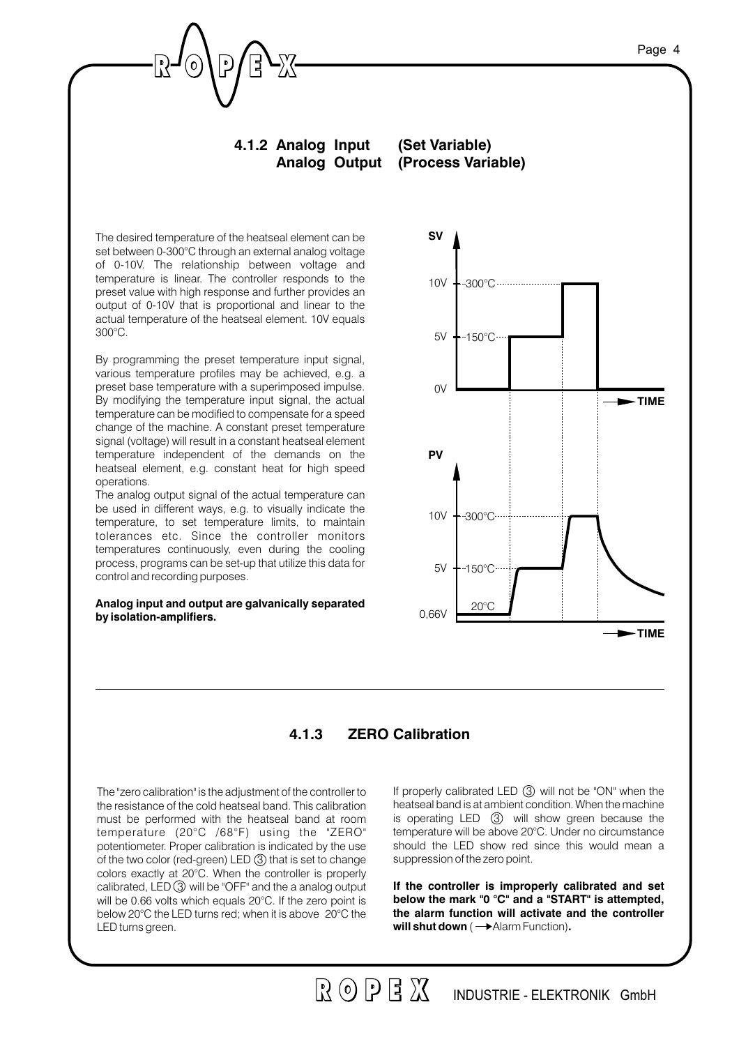### 4.1.2 Analog Input (Set Variable)
### Analog Output (Process Variable)

The desired temperature of the heatseal element can be set between 0-300°C through an external analog voltage of 0-10V. The relationship between voltage and temperature is linear. The controller responds to the preset value with high response and further provides an output of 0-10V that is proportional and linear to the actual temperature of the heatseal element. 10V equals 300°C.

By programming the preset temperature input signal, various temperature profiles may be achieved, e.g. a preset base temperature with a superimposed impulse. By modifying the temperature input signal, the actual temperature can be modified to compensate for a speed change of the machine. A constant preset temperature signal (voltage) will result in a constant heatseal element temperature independent of the demands on the heatseal element, e.g. constant heat for high speed operations.

The analog output signal of the actual temperature can be used in different ways, e.g. to visually indicate the temperature, to set temperature limits, to maintain tolerances etc. Since the controller monitors temperatures continuously, even during the cooling process, programs can be set-up that utilize this data for control and recording purposes.

**Analog input and output are galvanically separated by isolation-amplifiers.**

### 4.1.3 ZERO Calibration

The "zero calibration" is the adjustment of the controller to the resistance of the cold heatseal band. This calibration must be performed with the heatseal band at room temperature (20°C /68°F) using the "ZERO" potentiometer. Proper calibration is indicated by the use of the two color (red-green) LED ③ that is set to change colors exactly at 20°C. When the controller is properly calibrated, LED ③ will be "OFF" and the a analog output will be 0.66 volts which equals 20°C. If the zero point is below 20°C the LED turns red; when it is above 20°C the LED turns green.

If properly calibrated LED ③ will not be "ON" when the heatseal band is at ambient condition. When the machine is operating LED ③ will show green because the temperature will be above 20°C. Under no circumstance should the LED show red since this would mean a suppression of the zero point.

**If the controller is improperly calibrated and set below the mark "0 °C" and a "START" is attempted, the alarm function will activate and the controller will shut down** (→Alarm Function)**.**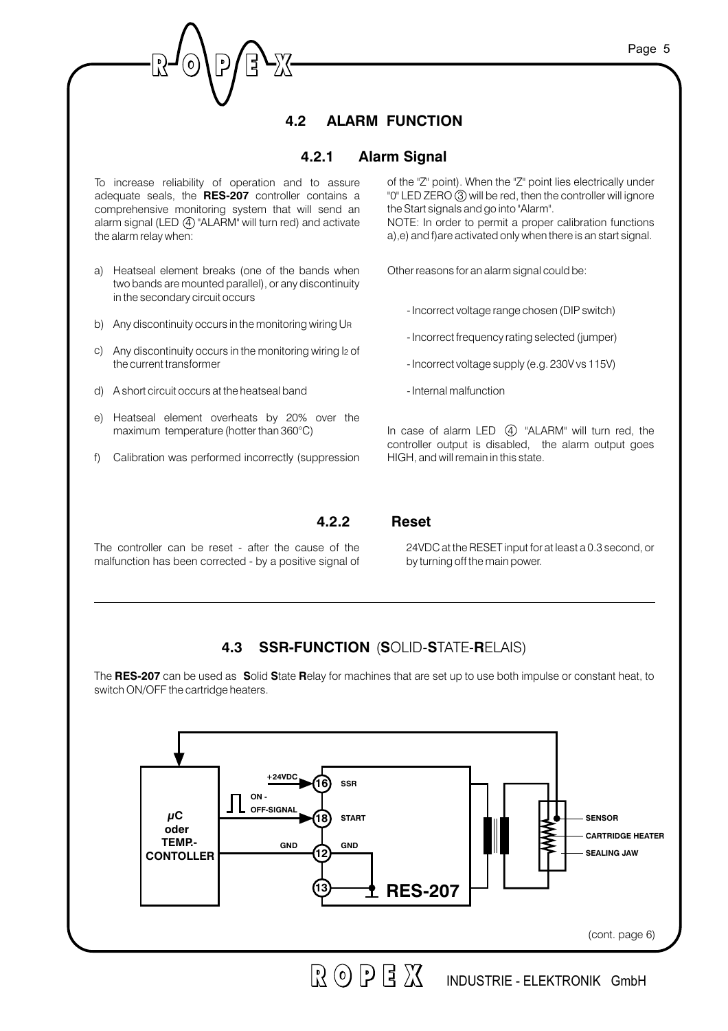## 4.2 ALARM FUNCTION

### 4.2.1 Alarm Signal

To increase reliability of operation and to assure adequate seals, the **RES-207** controller contains a comprehensive monitoring system that will send an alarm signal (LED ④ "ALARM" will turn red) and activate the alarm relay when:

a) Heatseal element breaks (one of the bands when two bands are mounted parallel), or any discontinuity in the secondary circuit occurs

b) Any discontinuity occurs in the monitoring wiring $U_R$

c) Any discontinuity occurs in the monitoring wiring $I_2$ of the current transformer

d) A short circuit occurs at the heatseal band

e) Heatseal element overheats by 20% over the maximum temperature (hotter than 360°C)

f) Calibration was performed incorrectly (suppression of the "Z" point). When the "Z" point lies electrically under "0" LED ZERO ③ will be red, then the controller will ignore the Start signals and go into "Alarm".

NOTE: In order to permit a proper calibration functions a),e) and f)are activated only when there is an start signal.

Other reasons for an alarm signal could be:

- Incorrect voltage range chosen (DIP switch)
- Incorrect frequency rating selected (jumper)
- Incorrect voltage supply (e.g. 230V vs 115V)
- Internal malfunction

In case of alarm LED ④ "ALARM" will turn red, the controller output is disabled, the alarm output goes HIGH, and will remain in this state.

### 4.2.2 Reset

The controller can be reset - after the cause of the malfunction has been corrected - by a positive signal of 24VDC at the RESET input for at least a 0.3 second, or by turning off the main power.

---

## 4.3 SSR-FUNCTION (SOLID-STATE-RELAIS)

The **RES-207** can be used as **S**olid **S**tate **R**elay for machines that are set up to use both impulse or constant heat, to switch ON/OFF the cartridge heaters.

µC oder TEMP.-CONTOLLER — +24VDC → 16 SSR; ON - OFF-SIGNAL → 18 START; GND → 12 GND; 13; RES-207; SENSOR; CARTRIDGE HEATER; SEALING JAW

(cont. page 6)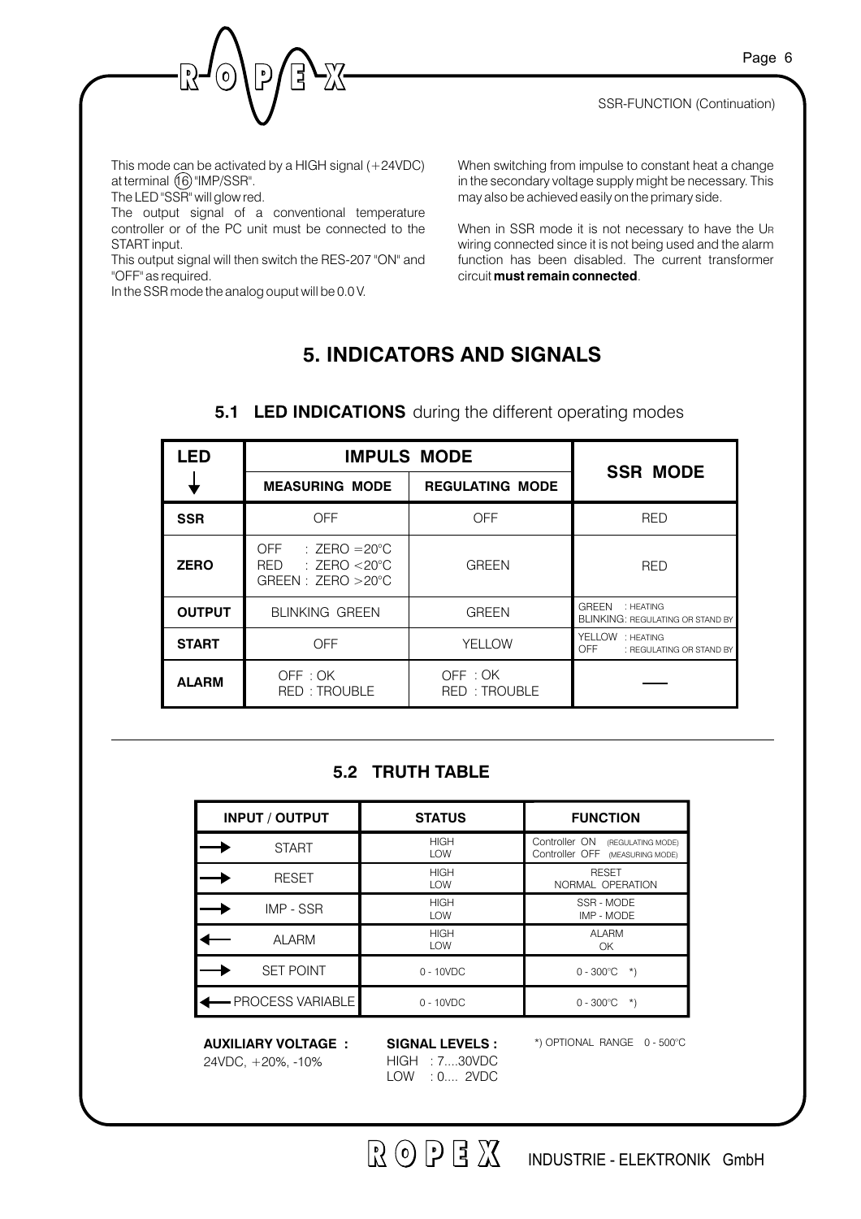SSR-FUNCTION (Continuation)

This mode can be activated by a HIGH signal (+24VDC) at terminal (16) "IMP/SSR".
The LED "SSR" will glow red.
The output signal of a conventional temperature controller or of the PC unit must be connected to the START input.
This output signal will then switch the RES-207 "ON" and "OFF" as required.
In the SSR mode the analog ouput will be 0.0 V.

When switching from impulse to constant heat a change in the secondary voltage supply might be necessary. This may also be achieved easily on the primary side.

When in SSR mode it is not necessary to have the $U_R$ wiring connected since it is not being used and the alarm function has been disabled. The current transformer circuit **must remain connected**.

# 5. INDICATORS AND SIGNALS

## 5.1 LED INDICATIONS during the different operating modes

| LED ↓ | IMPULS MODE | | SSR MODE |
|---|---|---|---|
| | MEASURING MODE | REGULATING MODE | |
| **SSR** | OFF | OFF | RED |
| **ZERO** | OFF : ZERO = 20°C<br>RED : ZERO < 20°C<br>GREEN : ZERO > 20°C | GREEN | RED |
| **OUTPUT** | BLINKING GREEN | GREEN | GREEN : HEATING<br>BLINKING: REGULATING OR STAND BY |
| **START** | OFF | YELLOW | YELLOW : HEATING<br>OFF : REGULATING OR STAND BY |
| **ALARM** | OFF : OK<br>RED : TROUBLE | OFF : OK<br>RED : TROUBLE | — |

## 5.2 TRUTH TABLE

| INPUT / OUTPUT | STATUS | FUNCTION |
|---|---|---|
| → START | HIGH<br>LOW | Controller ON (REGULATING MODE)<br>Controller OFF (MEASURING MODE) |
| → RESET | HIGH<br>LOW | RESET<br>NORMAL OPERATION |
| → IMP - SSR | HIGH<br>LOW | SSR - MODE<br>IMP - MODE |
| ← ALARM | HIGH<br>LOW | ALARM<br>OK |
| → SET POINT | 0 - 10VDC | 0 - 300°C *) |
| ← PROCESS VARIABLE | 0 - 10VDC | 0 - 300°C *) |

**AUXILIARY VOLTAGE :**
24VDC, +20%, -10%

**SIGNAL LEVELS :**
HIGH : 7....30VDC
LOW : 0.... 2VDC

*) OPTIONAL RANGE 0 - 500°C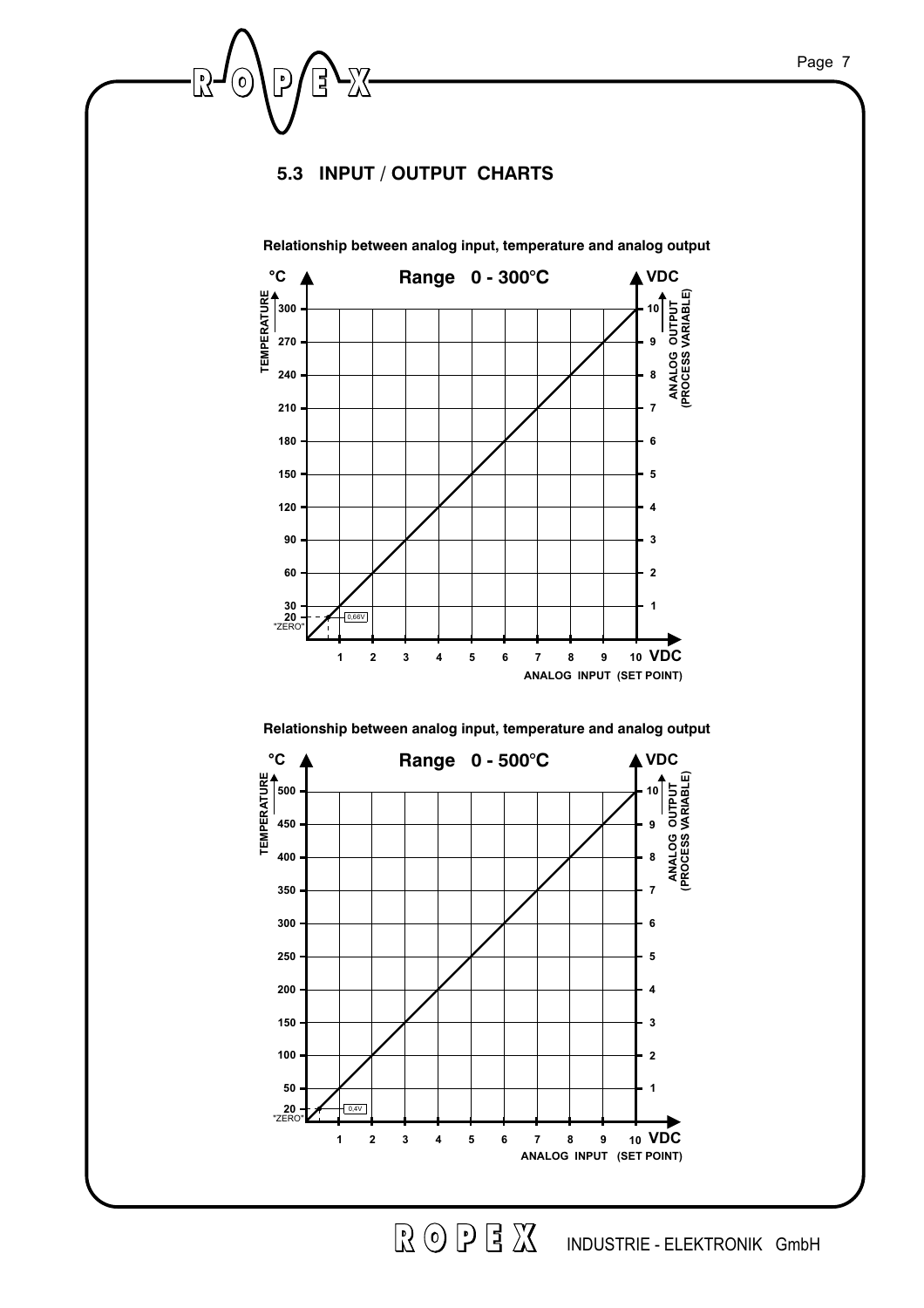## 5.3 INPUT / OUTPUT CHARTS

**Relationship between analog input, temperature and analog output**

**Range 0 - 300°C**

°C / TEMPERATURE: 300, 270, 240, 210, 180, 150, 120, 90, 60, 30, 20 "ZERO"

VDC / ANALOG OUTPUT (PROCESS VARIABLE): 10, 9, 8, 7, 6, 5, 4, 3, 2, 1

0,66V

1 2 3 4 5 6 7 8 9 10 VDC
ANALOG INPUT (SET POINT)

**Relationship between analog input, temperature and analog output**

**Range 0 - 500°C**

°C / TEMPERATURE: 500, 450, 400, 350, 300, 250, 200, 150, 100, 50, 20 "ZERO"

VDC / ANALOG OUTPUT (PROCESS VARIABLE): 10, 9, 8, 7, 6, 5, 4, 3, 2, 1

0,4V

1 2 3 4 5 6 7 8 9 10 VDC
ANALOG INPUT (SET POINT)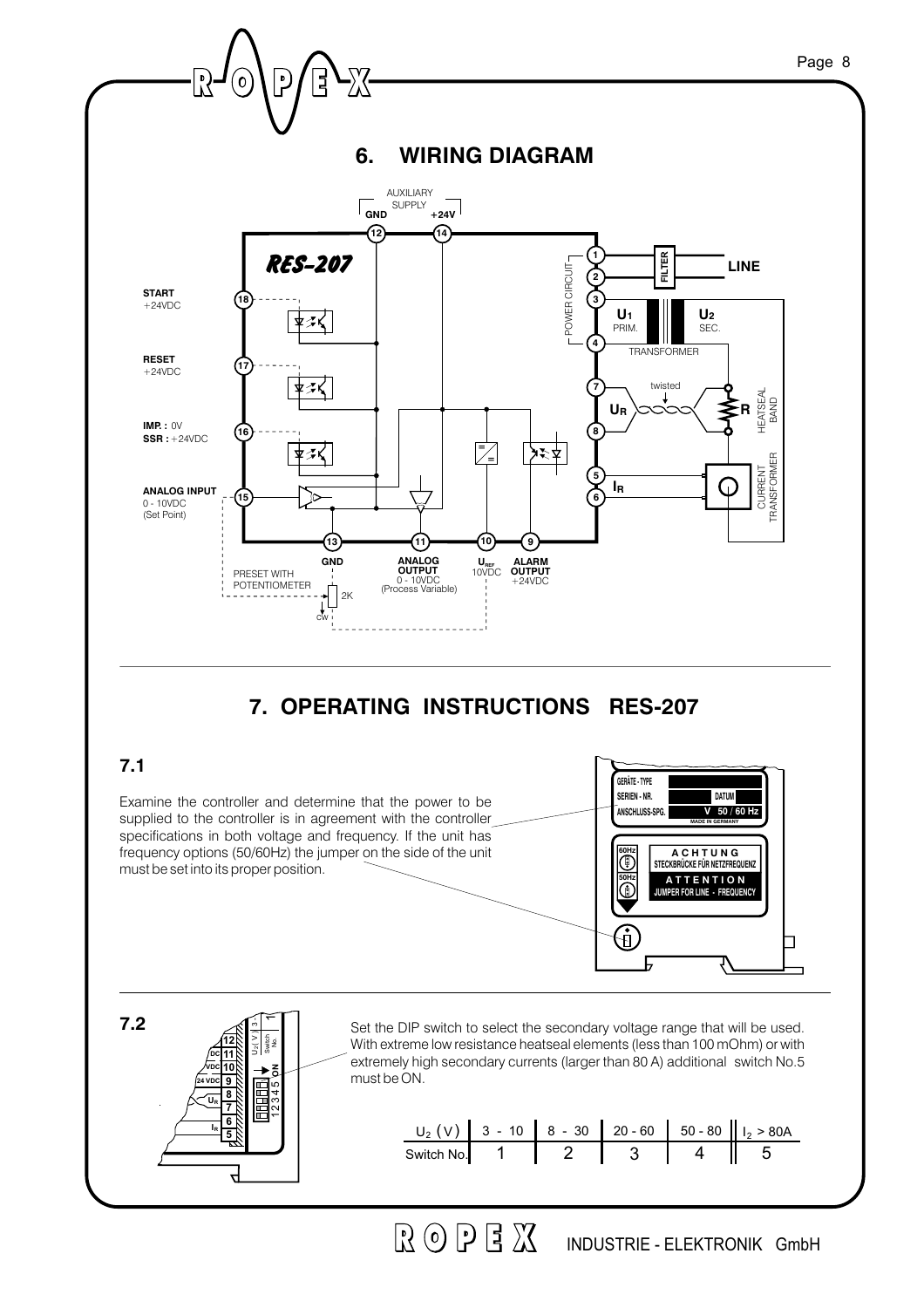# 6. WIRING DIAGRAM

AUXILIARY SUPPLY
GND +24V

RES-207

START +24VDC (18)

RESET +24VDC (17)

IMP.: 0V
SSR: +24VDC (16)

ANALOG INPUT 0 - 10VDC (Set Point) (15)

(1) (2) POWER CIRCUIT — FILTER — LINE

(3) (4) $U_1$ PRIM. — TRANSFORMER — $U_2$ SEC.

(7) (8) $U_R$ — twisted — R HEATSEAL BAND

(5) (6) $I_R$ — CURRENT TRANSFORMER

(13) GND

(11) ANALOG OUTPUT 0 - 10VDC (Process Variable)

(10) $U_{REF}$ 10VDC

(9) ALARM OUTPUT +24VDC

PRESET WITH POTENTIOMETER 2K CW

# 7. OPERATING INSTRUCTIONS RES-207

## 7.1

Examine the controller and determine that the power to be supplied to the controller is in agreement with the controller specifications in both voltage and frequency. If the unit has frequency options (50/60Hz) the jumper on the side of the unit must be set into its proper position.

GERÄTE - TYPE
SERIEN - NR. DATUM
ANSCHLUSS-SPG. V 50 / 60 Hz
MADE IN GERMANY

60Hz
50Hz
ACHTUNG
STECKBRÜCKE FÜR NETZFREQUENZ
ATTENTION
JUMPER FOR LINE - FREQUENCY

## 7.2

Set the DIP switch to select the secondary voltage range that will be used. With extreme low resistance heatseal elements (less than 100 mOhm) or with extremely high secondary currents (larger than 80 A) additional switch No.5 must be ON.

| $U_2$ (V) | 3 - 10 | 8 - 30 | 20 - 60 | 50 - 80 | $I_2$ > 80A |
|---|---|---|---|---|---|
| Switch No. | 1 | 2 | 3 | 4 | 5 |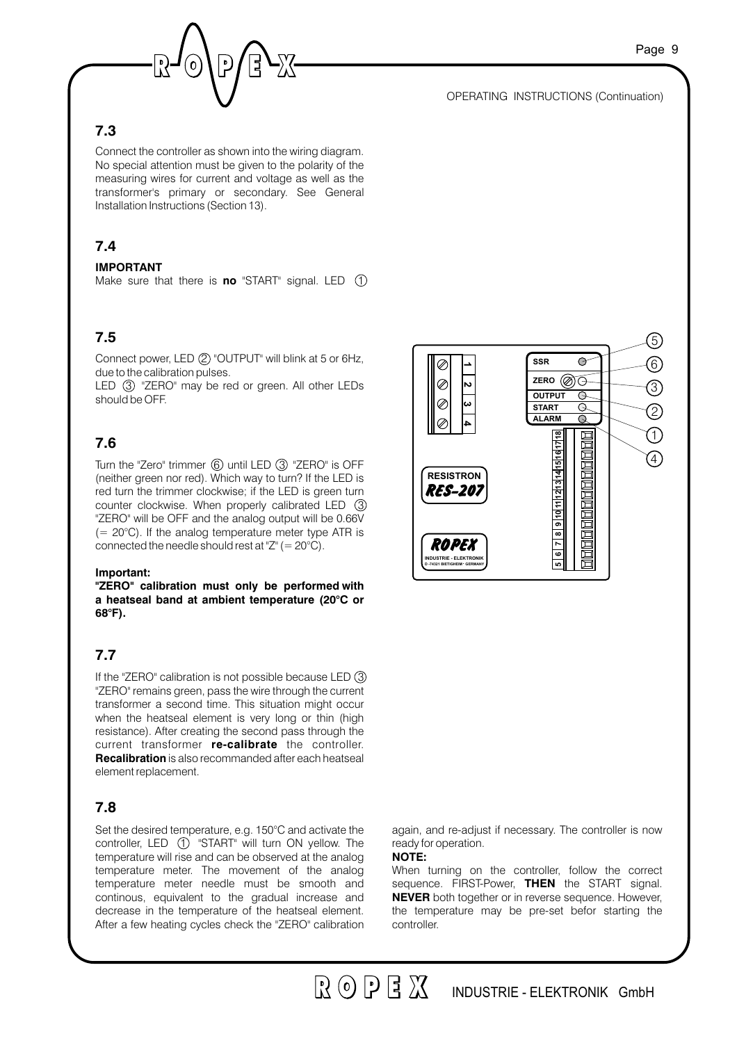OPERATING INSTRUCTIONS (Continuation)

## 7.3

Connect the controller as shown into the wiring diagram. No special attention must be given to the polarity of the measuring wires for current and voltage as well as the transformer's primary or secondary. See General Installation Instructions (Section 13).

## 7.4

**IMPORTANT**
Make sure that there is **no** "START" signal. LED ①

## 7.5

Connect power, LED ② "OUTPUT" will blink at 5 or 6Hz, due to the calibration pulses.
LED ③ "ZERO" may be red or green. All other LEDs should be OFF.

## 7.6

Turn the "Zero" trimmer ⑥ until LED ③ "ZERO" is OFF (neither green nor red). Which way to turn? If the LED is red turn the trimmer clockwise; if the LED is green turn counter clockwise. When properly calibrated LED ③ "ZERO" will be OFF and the analog output will be 0.66V (= 20°C). If the analog temperature meter type ATR is connected the needle should rest at "Z" (= 20°C).

**Important:**
**"ZERO" calibration must only be performed with a heatseal band at ambient temperature (20°C or 68°F).**

## 7.7

If the "ZERO" calibration is not possible because LED ③ "ZERO" remains green, pass the wire through the current transformer a second time. This situation might occur when the heatseal element is very long or thin (high resistance). After creating the second pass through the current transformer **re-calibrate** the controller. **Recalibration** is also recommanded after each heatseal element replacement.

## 7.8

Set the desired temperature, e.g. 150°C and activate the controller, LED ① "START" will turn ON yellow. The temperature will rise and can be observed at the analog temperature meter. The movement of the analog temperature meter needle must be smooth and continous, equivalent to the gradual increase and decrease in the temperature of the heatseal element. After a few heating cycles check the "ZERO" calibration again, and re-adjust if necessary. The controller is now ready for operation.

**NOTE:**
When turning on the controller, follow the correct sequence. FIRST-Power, **THEN** the START signal. **NEVER** both together or in reverse sequence. However, the temperature may be pre-set befor starting the controller.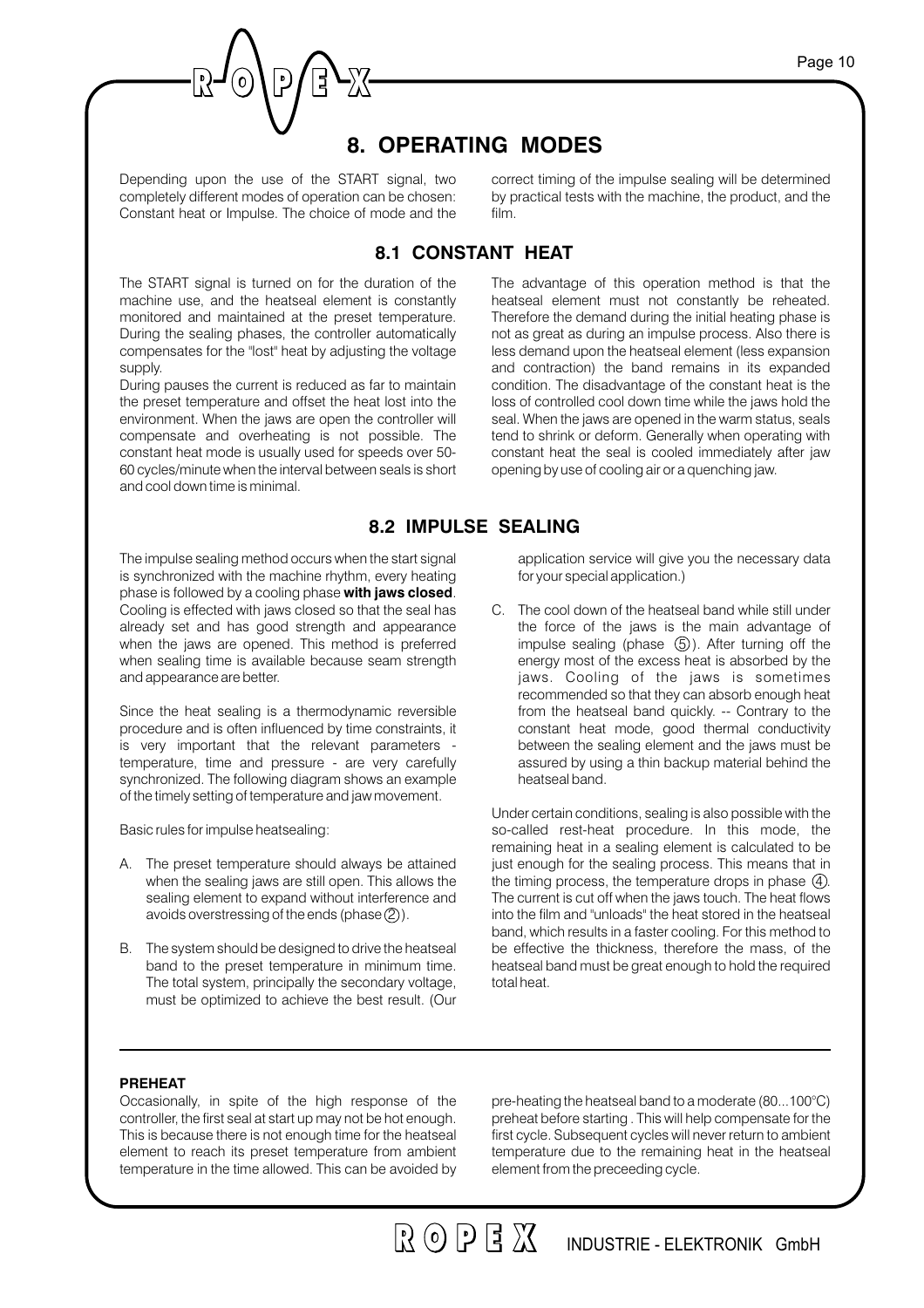# 8. OPERATING MODES

Depending upon the use of the START signal, two completely different modes of operation can be chosen: Constant heat or Impulse. The choice of mode and the correct timing of the impulse sealing will be determined by practical tests with the machine, the product, and the film.

## 8.1 CONSTANT HEAT

The START signal is turned on for the duration of the machine use, and the heatseal element is constantly monitored and maintained at the preset temperature. During the sealing phases, the controller automatically compensates for the "lost" heat by adjusting the voltage supply.

During pauses the current is reduced as far to maintain the preset temperature and offset the heat lost into the environment. When the jaws are open the controller will compensate and overheating is not possible. The constant heat mode is usually used for speeds over 50-60 cycles/minute when the interval between seals is short and cool down time is minimal.

The advantage of this operation method is that the heatseal element must not constantly be reheated. Therefore the demand during the initial heating phase is not as great as during an impulse process. Also there is less demand upon the heatseal element (less expansion and contraction) the band remains in its expanded condition. The disadvantage of the constant heat is the loss of controlled cool down time while the jaws hold the seal. When the jaws are opened in the warm status, seals tend to shrink or deform. Generally when operating with constant heat the seal is cooled immediately after jaw opening by use of cooling air or a quenching jaw.

## 8.2 IMPULSE SEALING

The impulse sealing method occurs when the start signal is synchronized with the machine rhythm, every heating phase is followed by a cooling phase **with jaws closed**. Cooling is effected with jaws closed so that the seal has already set and has good strength and appearance when the jaws are opened. This method is preferred when sealing time is available because seam strength and appearance are better.

Since the heat sealing is a thermodynamic reversible procedure and is often influenced by time constraints, it is very important that the relevant parameters - temperature, time and pressure - are very carefully synchronized. The following diagram shows an example of the timely setting of temperature and jaw movement.

Basic rules for impulse heatsealing:

A. The preset temperature should always be attained when the sealing jaws are still open. This allows the sealing element to expand without interference and avoids overstressing of the ends (phase ②).

B. The system should be designed to drive the heatseal band to the preset temperature in minimum time. The total system, principally the secondary voltage, must be optimized to achieve the best result. (Our application service will give you the necessary data for your special application.)

C. The cool down of the heatseal band while still under the force of the jaws is the main advantage of impulse sealing (phase ⑤). After turning off the energy most of the excess heat is absorbed by the jaws. Cooling of the jaws is sometimes recommended so that they can absorb enough heat from the heatseal band quickly. -- Contrary to the constant heat mode, good thermal conductivity between the sealing element and the jaws must be assured by using a thin backup material behind the heatseal band.

Under certain conditions, sealing is also possible with the so-called rest-heat procedure. In this mode, the remaining heat in a sealing element is calculated to be just enough for the sealing process. This means that in the timing process, the temperature drops in phase ④. The current is cut off when the jaws touch. The heat flows into the film and "unloads" the heat stored in the heatseal band, which results in a faster cooling. For this method to be effective the thickness, therefore the mass, of the heatseal band must be great enough to hold the required total heat.

---

**PREHEAT**

Occasionally, in spite of the high response of the controller, the first seal at start up may not be hot enough. This is because there is not enough time for the heatseal element to reach its preset temperature from ambient temperature in the time allowed. This can be avoided by pre-heating the heatseal band to a moderate (80...100°C) preheat before starting . This will help compensate for the first cycle. Subsequent cycles will never return to ambient temperature due to the remaining heat in the heatseal element from the preceeding cycle.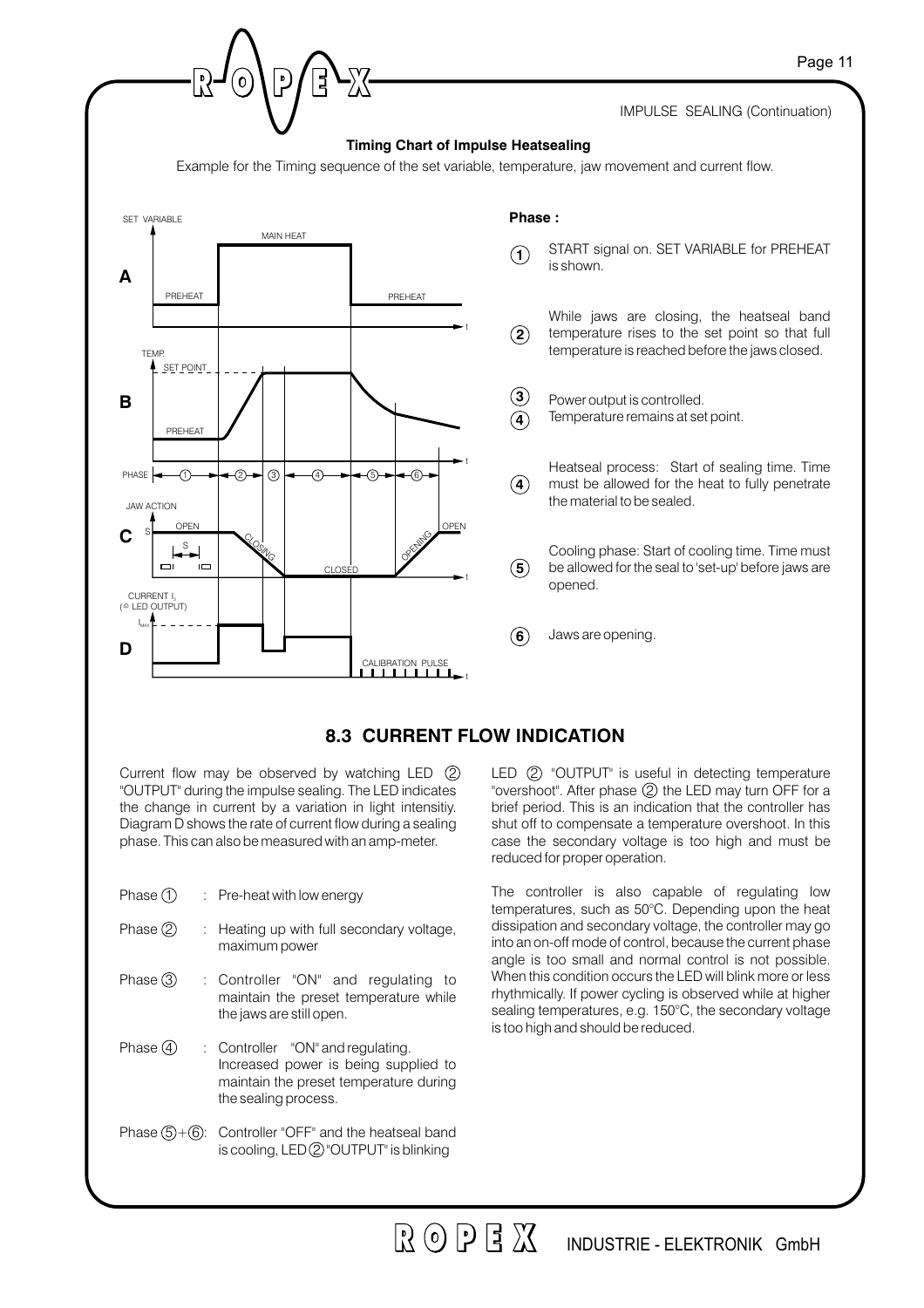IMPULSE SEALING (Continuation)

**Timing Chart of Impulse Heatsealing**

Example for the Timing sequence of the set variable, temperature, jaw movement and current flow.

**Phase :**

1. START signal on. SET VARIABLE for PREHEAT is shown.

2. While jaws are closing, the heatseal band temperature rises to the set point so that full temperature is reached before the jaws closed.

3. 4. Power output is controlled. Temperature remains at set point.

4. Heatseal process: Start of sealing time. Time must be allowed for the heat to fully penetrate the material to be sealed.

5. Cooling phase: Start of cooling time. Time must be allowed for the seal to 'set-up' before jaws are opened.

6. Jaws are opening.

## 8.3 CURRENT FLOW INDICATION

Current flow may be observed by watching LED ② "OUTPUT" during the impulse sealing. The LED indicates the change in current by a variation in light intensitiy. Diagram D shows the rate of current flow during a sealing phase. This can also be measured with an amp-meter.

Phase ① : Pre-heat with low energy

Phase ② : Heating up with full secondary voltage, maximum power

Phase ③ : Controller "ON" and regulating to maintain the preset temperature while the jaws are still open.

Phase ④ : Controller "ON" and regulating. Increased power is being supplied to maintain the preset temperature during the sealing process.

Phase ⑤+⑥: Controller "OFF" and the heatseal band is cooling, LED ② "OUTPUT" is blinking

LED ② "OUTPUT" is useful in detecting temperature "overshoot". After phase ② the LED may turn OFF for a brief period. This is an indication that the controller has shut off to compensate a temperature overshoot. In this case the secondary voltage is too high and must be reduced for proper operation.

The controller is also capable of regulating low temperatures, such as 50°C. Depending upon the heat dissipation and secondary voltage, the controller may go into an on-off mode of control, because the current phase angle is too small and normal control is not possible. When this condition occurs the LED will blink more or less rhythmically. If power cycling is observed while at higher sealing temperatures, e.g. 150°C, the secondary voltage is too high and should be reduced.

ROPEX INDUSTRIE - ELEKTRONIK GmbH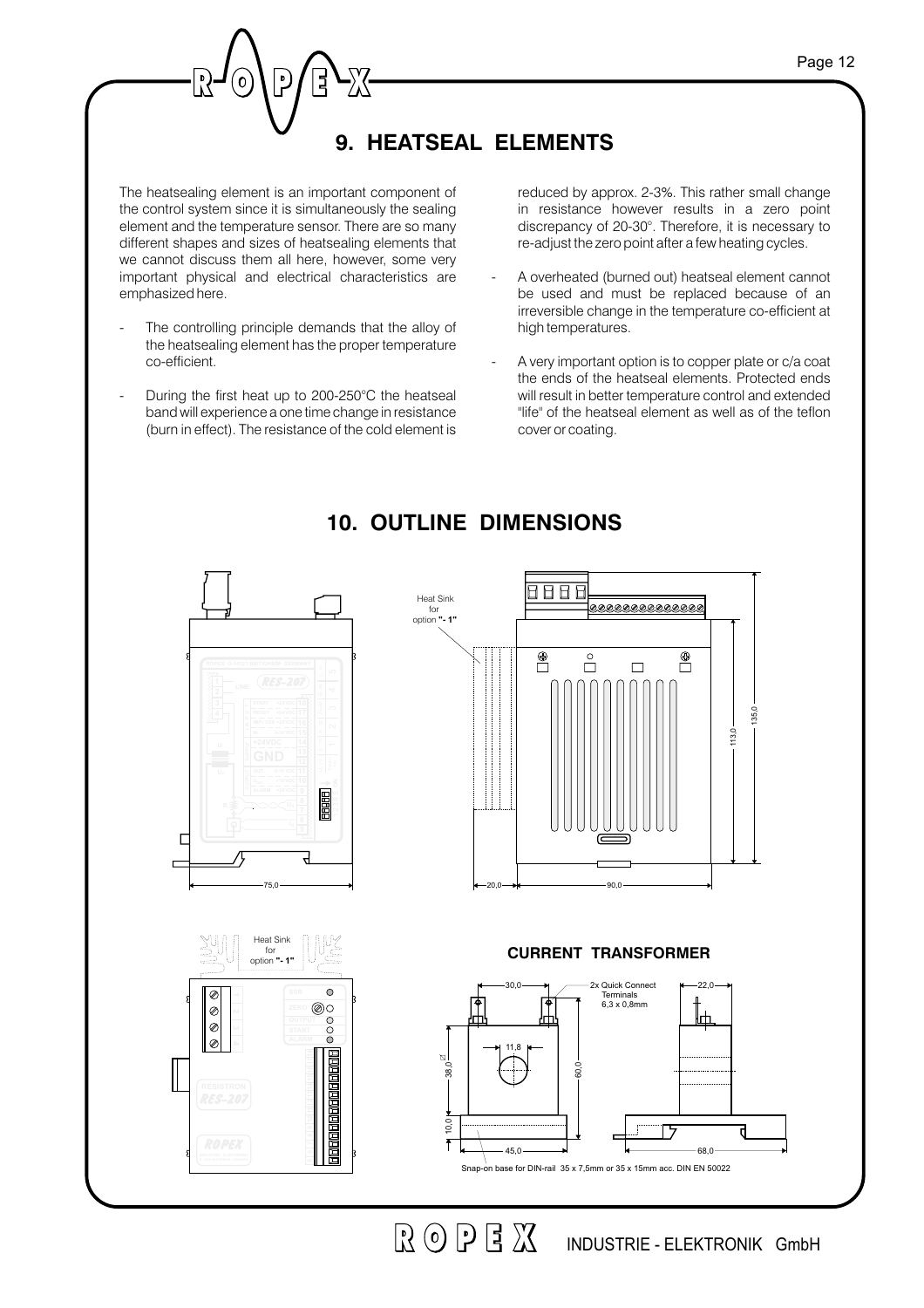# 9. HEATSEAL ELEMENTS

The heatsealing element is an important component of the control system since it is simultaneously the sealing element and the temperature sensor. There are so many different shapes and sizes of heatsealing elements that we cannot discuss them all here, however, some very important physical and electrical characteristics are emphasized here.

- The controlling principle demands that the alloy of the heatsealing element has the proper temperature co-efficient.
- During the first heat up to 200-250°C the heatseal band will experience a one time change in resistance (burn in effect). The resistance of the cold element is reduced by approx. 2-3%. This rather small change in resistance however results in a zero point discrepancy of 20-30°. Therefore, it is necessary to re-adjust the zero point after a few heating cycles.
- A overheated (burned out) heatseal element cannot be used and must be replaced because of an irreversible change in the temperature co-efficient at high temperatures.
- A very important option is to copper plate or c/a coat the ends of the heatseal elements. Protected ends will result in better temperature control and extended "life" of the heatseal element as well as of the teflon cover or coating.

# 10. OUTLINE DIMENSIONS

Heat Sink for option **"- 1"**

75,0

20,0 — 90,0

113,0 — 135,0

Heat Sink for option **"- 1"**

### CURRENT TRANSFORMER

30,0 — 2x Quick Connect Terminals 6,3 x 0,8mm — 22,0

11,8 — 38,0 — 60,0 — 10,0

45,0 — 68,0

Snap-on base for DIN-rail 35 x 7,5mm or 35 x 15mm acc. DIN EN 50022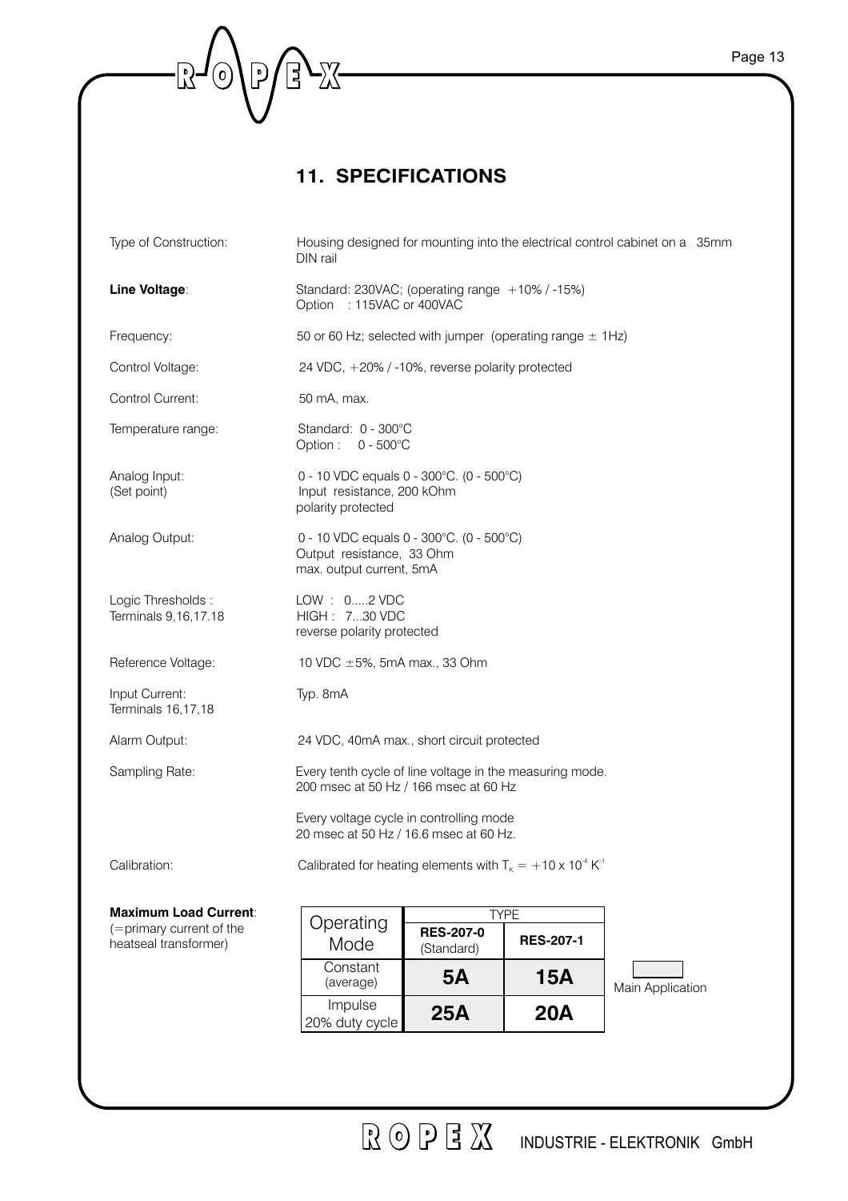## 11. SPECIFICATIONS

Type of Construction: Housing designed for mounting into the electrical control cabinet on a 35mm DIN rail

**Line Voltage**: Standard: 230VAC; (operating range +10% / -15%)
Option : 115VAC or 400VAC

Frequency: 50 or 60 Hz; selected with jumper (operating range ± 1Hz)

Control Voltage: 24 VDC, +20% / -10%, reverse polarity protected

Control Current: 50 mA, max.

Temperature range: Standard: 0 - 300°C
Option : 0 - 500°C

Analog Input: (Set point) 0 - 10 VDC equals 0 - 300°C. (0 - 500°C)
Input resistance, 200 kOhm
polarity protected

Analog Output: 0 - 10 VDC equals 0 - 300°C. (0 - 500°C)
Output resistance, 33 Ohm
max. output current, 5mA

Logic Thresholds : Terminals 9,16,17.18 LOW : 0.....2 VDC
HIGH : 7...30 VDC
reverse polarity protected

Reference Voltage: 10 VDC ±5%, 5mA max., 33 Ohm

Input Current: Terminals 16,17,18 Typ. 8mA

Alarm Output: 24 VDC, 40mA max., short circuit protected

Sampling Rate: Every tenth cycle of line voltage in the measuring mode.
200 msec at 50 Hz / 166 msec at 60 Hz

Every voltage cycle in controlling mode
20 msec at 50 Hz / 16.6 msec at 60 Hz.

Calibration: Calibrated for heating elements with $T_K = +10 \times 10^{-4}\ K^{-1}$

**Maximum Load Current**: (=primary current of the heatseal transformer)

| Operating Mode | TYPE | |
|---|---|---|
| | **RES-207-0** (Standard) | **RES-207-1** |
| Constant (average) | **5A** | **15A** |
| Impulse 20% duty cycle | **25A** | **20A** |

Main Application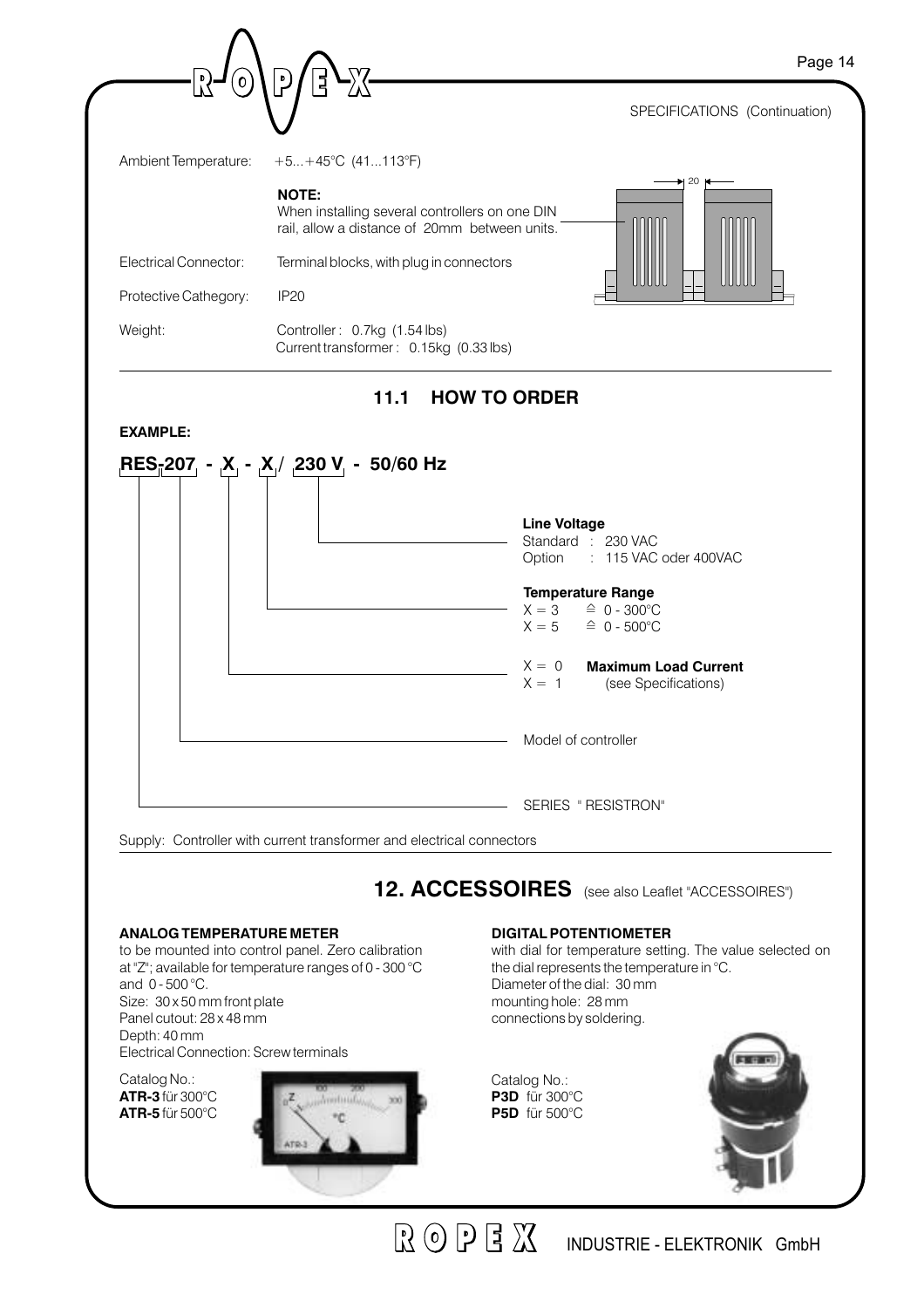SPECIFICATIONS (Continuation)

Ambient Temperature: +5...+45°C (41...113°F)

**NOTE:**
When installing several controllers on one DIN rail, allow a distance of 20mm between units.

Electrical Connector: Terminal blocks, with plug in connectors

Protective Cathegory: IP20

Weight: Controller : 0.7kg (1.54 lbs)
Current transformer : 0.15kg (0.33 lbs)

## 11.1 HOW TO ORDER

**EXAMPLE:**

**RES-207 - X - X / 230 V - 50/60 Hz**

**Line Voltage**
Standard : 230 VAC
Option : 115 VAC oder 400VAC

**Temperature Range**
X = 3 ≙ 0 - 300°C
X = 5 ≙ 0 - 500°C

X = 0 **Maximum Load Current**
X = 1 (see Specifications)

Model of controller

SERIES " RESISTRON"

Supply: Controller with current transformer and electrical connectors

## 12. ACCESSOIRES (see also Leaflet "ACCESSOIRES")

**ANALOG TEMPERATURE METER**
to be mounted into control panel. Zero calibration at "Z"; available for temperature ranges of 0 - 300 °C and 0 - 500 °C.
Size: 30 x 50 mm front plate
Panel cutout: 28 x 48 mm
Depth: 40 mm
Electrical Connection: Screw terminals

Catalog No.:
**ATR-3** für 300°C
**ATR-5** für 500°C

**DIGITAL POTENTIOMETER**
with dial for temperature setting. The value selected on the dial represents the temperature in °C.
Diameter of the dial: 30 mm
mounting hole: 28 mm
connections by soldering.

Catalog No.:
**P3D** für 300°C
**P5D** für 500°C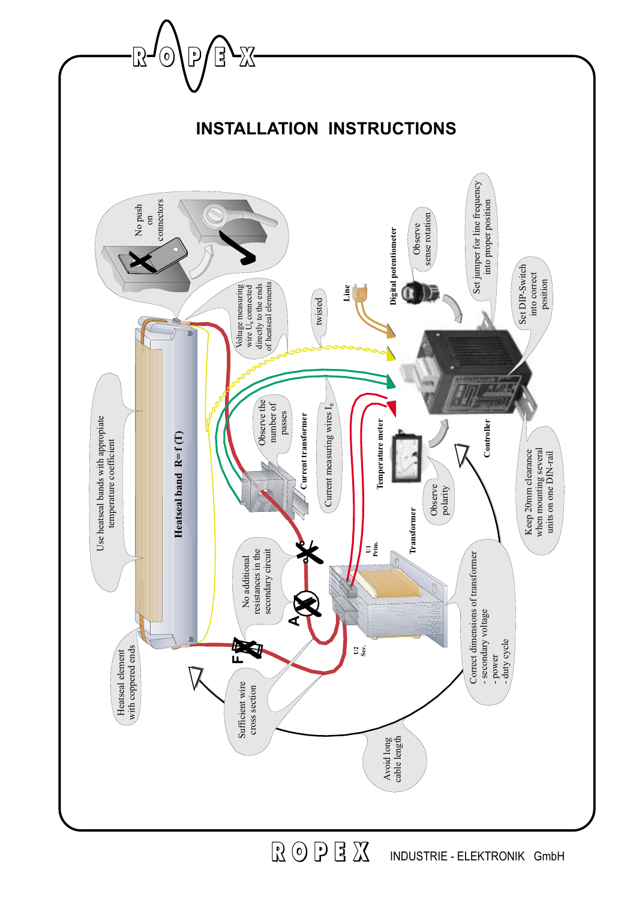# INSTALLATION INSTRUCTIONS

No push on connectors

Voltage measuring wire $U_R$ connected directly to the ends of heatseal elements

twisted

Line

Digital potentiometer

Observe sense rotation

Set jumper for line frequency into proper position

Set DIP-Switch into correct position

Use heatseal bands with appropiate temperature coefficient

Heatseal band R= f (T)

Observe the number of passes

Current transformer

Current measuring wires $I_R$

Temperature meter

Observe polarity

Controller

Keep 20mm clearance when mounting several units on one DIN-rail

Heatseal element with coppered ends

No additional resistances in the secondary circuit

A

F

U1 Prim.

U2 Sec.

Transformer

Correct dimensions of transformer
- secondary voltage
- power
- duty cycle

Sufficient wire cross section

Avoid long cable length

ROPEX INDUSTRIE - ELEKTRONIK GmbH